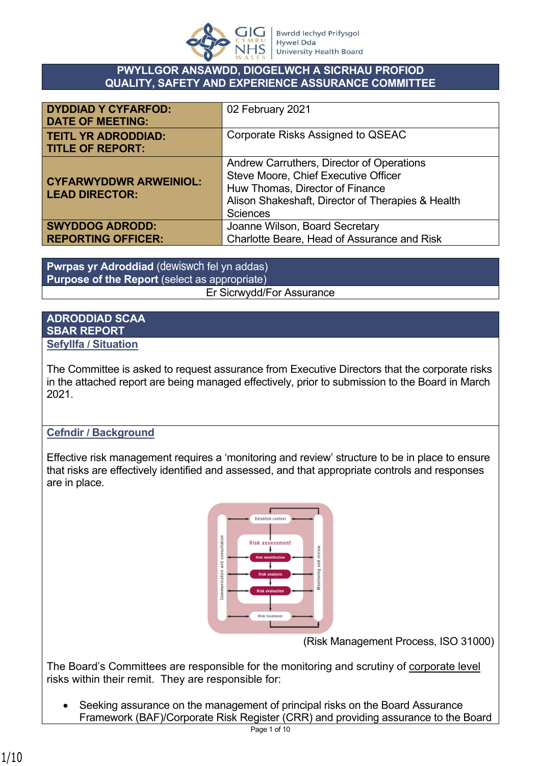# PWYLLGOR ANSAWDD, DIOGELWCH A SICRHAU PROFIOD
# QUALITY, SAFETY AND EXPERIENCE ASSURANCE COMMITTEE

| | |
|---|---|
| **DYDDIAD Y CYFARFOD: DATE OF MEETING:** | 02 February 2021 |
| **TEITL YR ADRODDIAD: TITLE OF REPORT:** | Corporate Risks Assigned to QSEAC |
| **CYFARWYDDWR ARWEINIOL: LEAD DIRECTOR:** | Andrew Carruthers, Director of Operations<br>Steve Moore, Chief Executive Officer<br>Huw Thomas, Director of Finance<br>Alison Shakeshaft, Director of Therapies & Health Sciences |
| **SWYDDOG ADRODD: REPORTING OFFICER:** | Joanne Wilson, Board Secretary<br>Charlotte Beare, Head of Assurance and Risk |

**Pwrpas yr Adroddiad** (dewiswch fel yn addas)
**Purpose of the Report** (select as appropriate)

Er Sicrwydd/For Assurance

## ADRODDIAD SCAA
## SBAR REPORT

### Sefyllfa / Situation

The Committee is asked to request assurance from Executive Directors that the corporate risks in the attached report are being managed effectively, prior to submission to the Board in March 2021.

### Cefndir / Background

Effective risk management requires a 'monitoring and review' structure to be in place to ensure that risks are effectively identified and assessed, and that appropriate controls and responses are in place.

(Risk Management Process, ISO 31000)

The Board's Committees are responsible for the monitoring and scrutiny of corporate level risks within their remit. They are responsible for:

- Seeking assurance on the management of principal risks on the Board Assurance Framework (BAF)/Corporate Risk Register (CRR) and providing assurance to the Board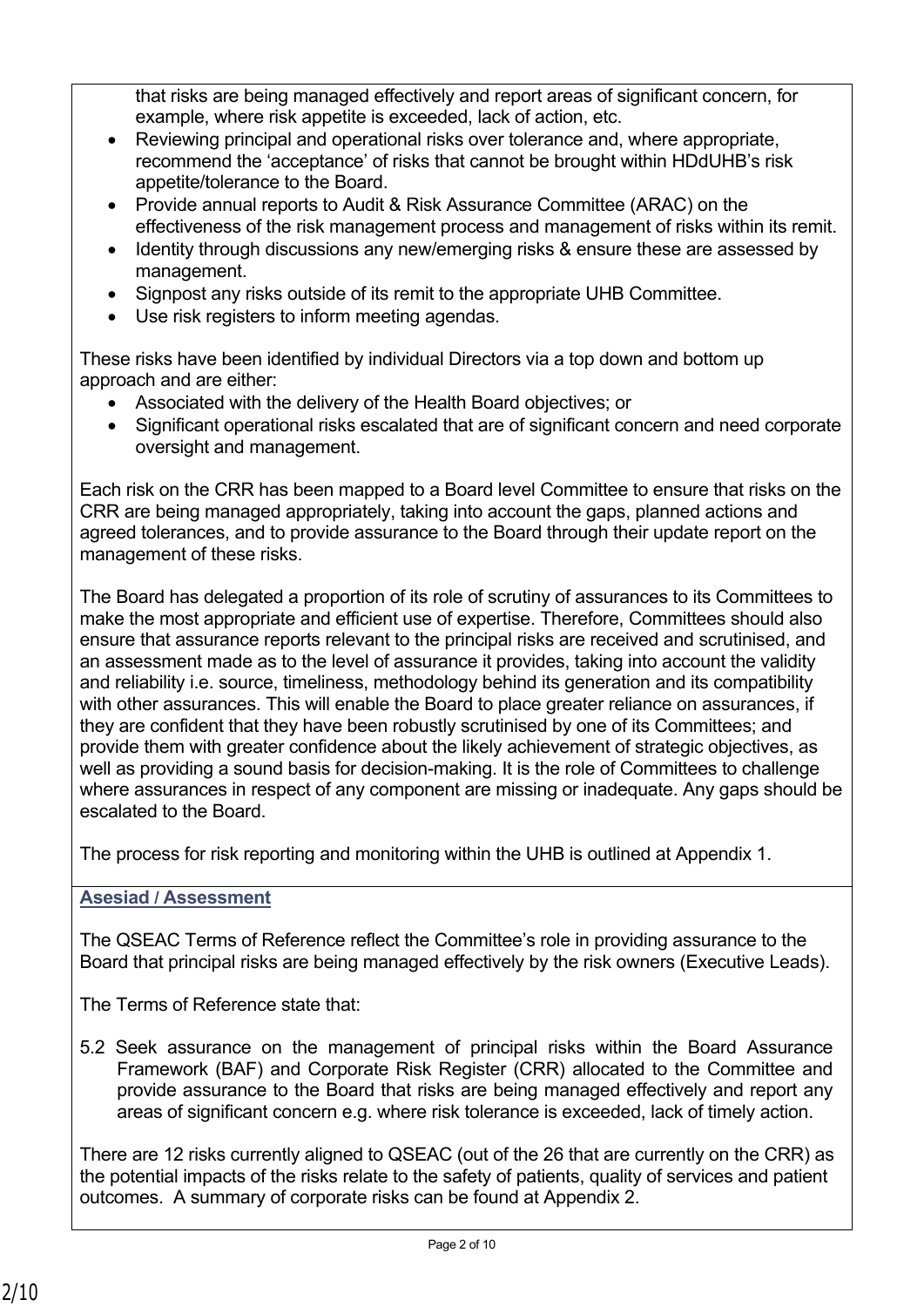that risks are being managed effectively and report areas of significant concern, for example, where risk appetite is exceeded, lack of action, etc.

- Reviewing principal and operational risks over tolerance and, where appropriate, recommend the 'acceptance' of risks that cannot be brought within HDdUHB's risk appetite/tolerance to the Board.
- Provide annual reports to Audit & Risk Assurance Committee (ARAC) on the effectiveness of the risk management process and management of risks within its remit.
- Identity through discussions any new/emerging risks & ensure these are assessed by management.
- Signpost any risks outside of its remit to the appropriate UHB Committee.
- Use risk registers to inform meeting agendas.

These risks have been identified by individual Directors via a top down and bottom up approach and are either:

- Associated with the delivery of the Health Board objectives; or
- Significant operational risks escalated that are of significant concern and need corporate oversight and management.

Each risk on the CRR has been mapped to a Board level Committee to ensure that risks on the CRR are being managed appropriately, taking into account the gaps, planned actions and agreed tolerances, and to provide assurance to the Board through their update report on the management of these risks.

The Board has delegated a proportion of its role of scrutiny of assurances to its Committees to make the most appropriate and efficient use of expertise. Therefore, Committees should also ensure that assurance reports relevant to the principal risks are received and scrutinised, and an assessment made as to the level of assurance it provides, taking into account the validity and reliability i.e. source, timeliness, methodology behind its generation and its compatibility with other assurances. This will enable the Board to place greater reliance on assurances, if they are confident that they have been robustly scrutinised by one of its Committees; and provide them with greater confidence about the likely achievement of strategic objectives, as well as providing a sound basis for decision-making. It is the role of Committees to challenge where assurances in respect of any component are missing or inadequate. Any gaps should be escalated to the Board.

The process for risk reporting and monitoring within the UHB is outlined at Appendix 1.

## Asesiad / Assessment

The QSEAC Terms of Reference reflect the Committee's role in providing assurance to the Board that principal risks are being managed effectively by the risk owners (Executive Leads).

The Terms of Reference state that:

5.2 Seek assurance on the management of principal risks within the Board Assurance Framework (BAF) and Corporate Risk Register (CRR) allocated to the Committee and provide assurance to the Board that risks are being managed effectively and report any areas of significant concern e.g. where risk tolerance is exceeded, lack of timely action.

There are 12 risks currently aligned to QSEAC (out of the 26 that are currently on the CRR) as the potential impacts of the risks relate to the safety of patients, quality of services and patient outcomes. A summary of corporate risks can be found at Appendix 2.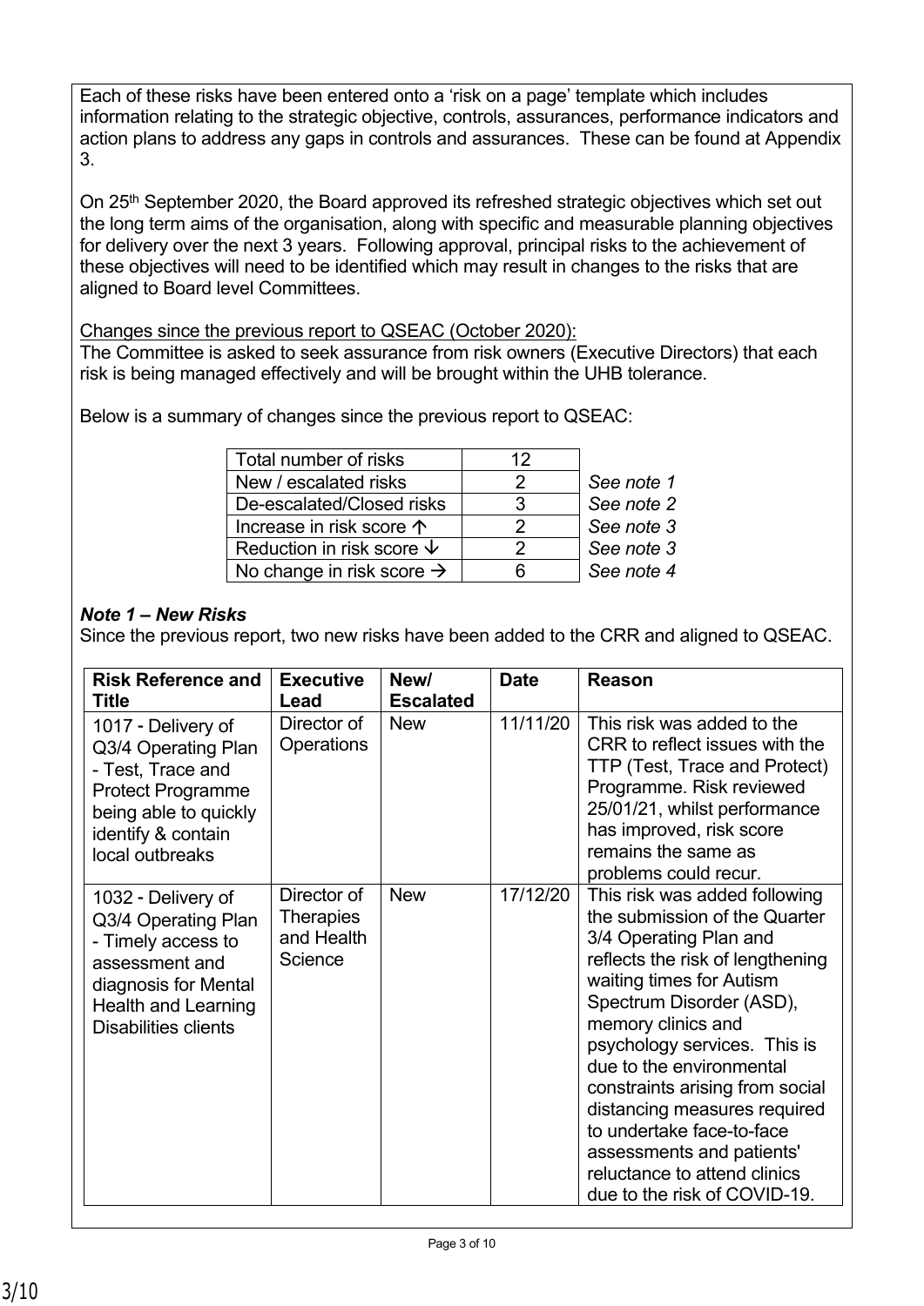Each of these risks have been entered onto a 'risk on a page' template which includes information relating to the strategic objective, controls, assurances, performance indicators and action plans to address any gaps in controls and assurances. These can be found at Appendix 3.

On 25th September 2020, the Board approved its refreshed strategic objectives which set out the long term aims of the organisation, along with specific and measurable planning objectives for delivery over the next 3 years. Following approval, principal risks to the achievement of these objectives will need to be identified which may result in changes to the risks that are aligned to Board level Committees.

Changes since the previous report to QSEAC (October 2020):

The Committee is asked to seek assurance from risk owners (Executive Directors) that each risk is being managed effectively and will be brought within the UHB tolerance.

Below is a summary of changes since the previous report to QSEAC:

| Total number of risks | 12 | |
|---|---|---|
| New / escalated risks | 2 | *See note 1* |
| De-escalated/Closed risks | 3 | *See note 2* |
| Increase in risk score ↑ | 2 | *See note 3* |
| Reduction in risk score ↓ | 2 | *See note 3* |
| No change in risk score → | 6 | *See note 4* |

***Note 1 – New Risks***

Since the previous report, two new risks have been added to the CRR and aligned to QSEAC.

| Risk Reference and Title | Executive Lead | New/ Escalated | Date | Reason |
|---|---|---|---|---|
| 1017 - Delivery of Q3/4 Operating Plan - Test, Trace and Protect Programme being able to quickly identify & contain local outbreaks | Director of Operations | New | 11/11/20 | This risk was added to the CRR to reflect issues with the TTP (Test, Trace and Protect) Programme. Risk reviewed 25/01/21, whilst performance has improved, risk score remains the same as problems could recur. |
| 1032 - Delivery of Q3/4 Operating Plan - Timely access to assessment and diagnosis for Mental Health and Learning Disabilities clients | Director of Therapies and Health Science | New | 17/12/20 | This risk was added following the submission of the Quarter 3/4 Operating Plan and reflects the risk of lengthening waiting times for Autism Spectrum Disorder (ASD), memory clinics and psychology services. This is due to the environmental constraints arising from social distancing measures required to undertake face-to-face assessments and patients' reluctance to attend clinics due to the risk of COVID-19. |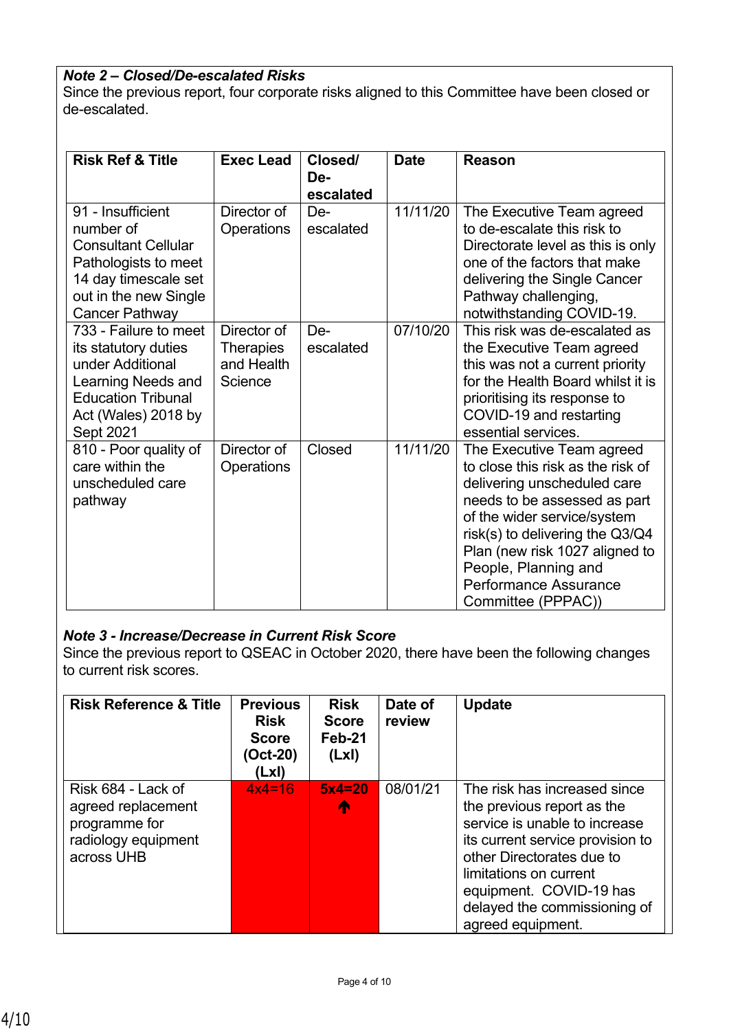***Note 2 – Closed/De-escalated Risks***

Since the previous report, four corporate risks aligned to this Committee have been closed or de-escalated.

| Risk Ref & Title | Exec Lead | Closed/ De-escalated | Date | Reason |
|---|---|---|---|---|
| 91 - Insufficient number of Consultant Cellular Pathologists to meet 14 day timescale set out in the new Single Cancer Pathway | Director of Operations | De-escalated | 11/11/20 | The Executive Team agreed to de-escalate this risk to Directorate level as this is only one of the factors that make delivering the Single Cancer Pathway challenging, notwithstanding COVID-19. |
| 733 - Failure to meet its statutory duties under Additional Learning Needs and Education Tribunal Act (Wales) 2018 by Sept 2021 | Director of Therapies and Health Science | De-escalated | 07/10/20 | This risk was de-escalated as the Executive Team agreed this was not a current priority for the Health Board whilst it is prioritising its response to COVID-19 and restarting essential services. |
| 810 - Poor quality of care within the unscheduled care pathway | Director of Operations | Closed | 11/11/20 | The Executive Team agreed to close this risk as the risk of delivering unscheduled care needs to be assessed as part of the wider service/system risk(s) to delivering the Q3/Q4 Plan (new risk 1027 aligned to People, Planning and Performance Assurance Committee (PPPAC)) |

***Note 3 - Increase/Decrease in Current Risk Score***

Since the previous report to QSEAC in October 2020, there have been the following changes to current risk scores.

| Risk Reference & Title | Previous Risk Score (Oct-20) (LxI) | Risk Score Feb-21 (LxI) | Date of review | Update |
|---|---|---|---|---|
| Risk 684 - Lack of agreed replacement programme for radiology equipment across UHB | 4x4=16 | **5x4=20** ↑ | 08/01/21 | The risk has increased since the previous report as the service is unable to increase its current service provision to other Directorates due to limitations on current equipment. COVID-19 has delayed the commissioning of agreed equipment. |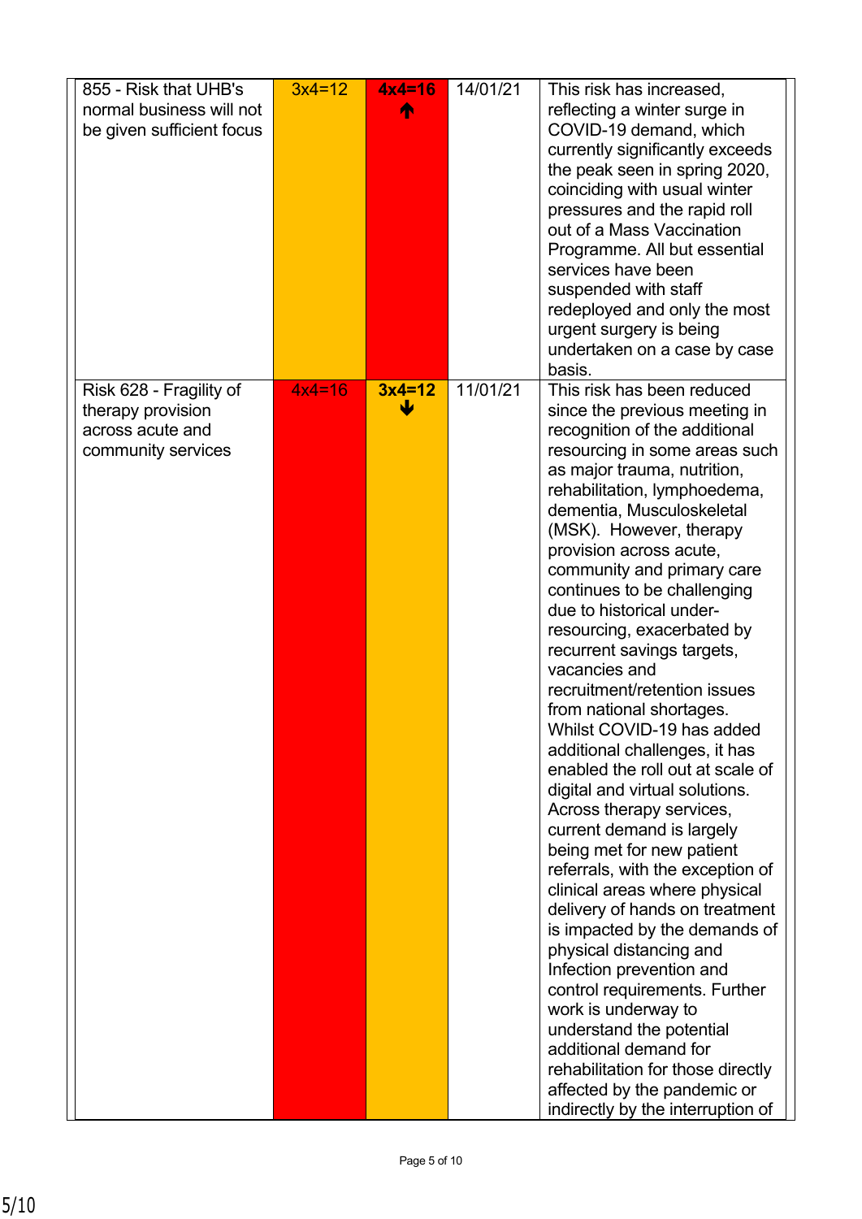| | | | | |
|---|---|---|---|---|
| 855 - Risk that UHB's normal business will not be given sufficient focus | 3x4=12 | **4x4=16** 🡅 | 14/01/21 | This risk has increased, reflecting a winter surge in COVID-19 demand, which currently significantly exceeds the peak seen in spring 2020, coinciding with usual winter pressures and the rapid roll out of a Mass Vaccination Programme. All but essential services have been suspended with staff redeployed and only the most urgent surgery is being undertaken on a case by case basis. |
| Risk 628 - Fragility of therapy provision across acute and community services | 4x4=16 | **3x4=12** 🡇 | 11/01/21 | This risk has been reduced since the previous meeting in recognition of the additional resourcing in some areas such as major trauma, nutrition, rehabilitation, lymphoedema, dementia, Musculoskeletal (MSK). However, therapy provision across acute, community and primary care continues to be challenging due to historical under-resourcing, exacerbated by recurrent savings targets, vacancies and recruitment/retention issues from national shortages. Whilst COVID-19 has added additional challenges, it has enabled the roll out at scale of digital and virtual solutions. Across therapy services, current demand is largely being met for new patient referrals, with the exception of clinical areas where physical delivery of hands on treatment is impacted by the demands of physical distancing and Infection prevention and control requirements. Further work is underway to understand the potential additional demand for rehabilitation for those directly affected by the pandemic or indirectly by the interruption of |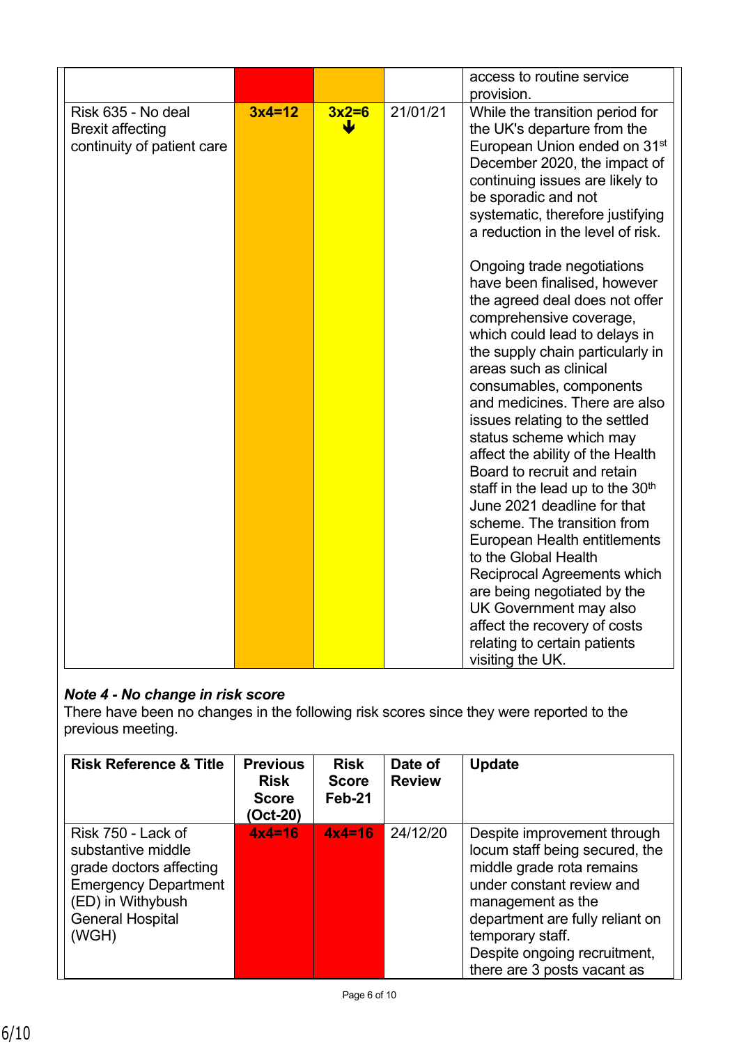| | | | | |
|---|---|---|---|---|
| | | | | access to routine service provision. |
| Risk 635 - No deal Brexit affecting continuity of patient care | **3x4=12** | **3x2=6** ↓ | 21/01/21 | While the transition period for the UK's departure from the European Union ended on 31st December 2020, the impact of continuing issues are likely to be sporadic and not systematic, therefore justifying a reduction in the level of risk.<br><br>Ongoing trade negotiations have been finalised, however the agreed deal does not offer comprehensive coverage, which could lead to delays in the supply chain particularly in areas such as clinical consumables, components and medicines. There are also issues relating to the settled status scheme which may affect the ability of the Health Board to recruit and retain staff in the lead up to the 30th June 2021 deadline for that scheme. The transition from European Health entitlements to the Global Health Reciprocal Agreements which are being negotiated by the UK Government may also affect the recovery of costs relating to certain patients visiting the UK. |

***Note 4 - No change in risk score***

There have been no changes in the following risk scores since they were reported to the previous meeting.

| Risk Reference & Title | Previous Risk Score (Oct-20) | Risk Score Feb-21 | Date of Review | Update |
|---|---|---|---|---|
| Risk 750 - Lack of substantive middle grade doctors affecting Emergency Department (ED) in Withybush General Hospital (WGH) | **4x4=16** | **4x4=16** | 24/12/20 | Despite improvement through locum staff being secured, the middle grade rota remains under constant review and management as the department are fully reliant on temporary staff.<br>Despite ongoing recruitment, there are 3 posts vacant as |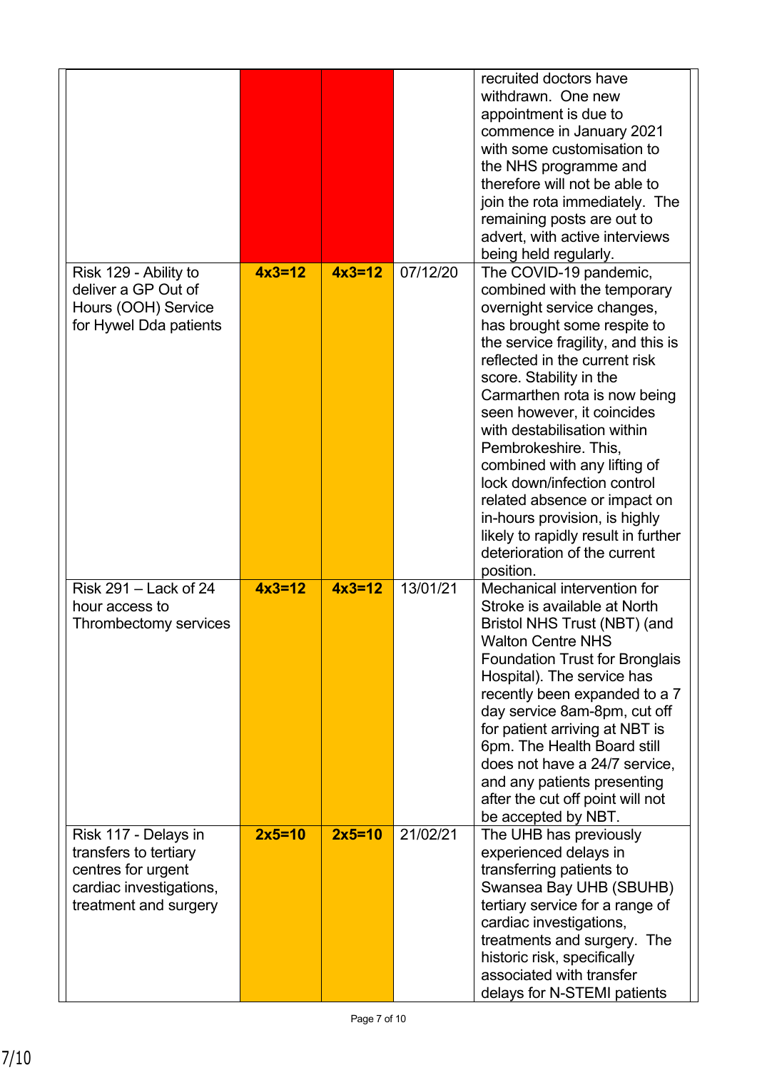| | | | | |
|---|---|---|---|---|
| | | | | recruited doctors have withdrawn. One new appointment is due to commence in January 2021 with some customisation to the NHS programme and therefore will not be able to join the rota immediately. The remaining posts are out to advert, with active interviews being held regularly. |
| Risk 129 - Ability to deliver a GP Out of Hours (OOH) Service for Hywel Dda patients | **4x3=12** | **4x3=12** | 07/12/20 | The COVID-19 pandemic, combined with the temporary overnight service changes, has brought some respite to the service fragility, and this is reflected in the current risk score. Stability in the Carmarthen rota is now being seen however, it coincides with destabilisation within Pembrokeshire. This, combined with any lifting of lock down/infection control related absence or impact on in-hours provision, is highly likely to rapidly result in further deterioration of the current position. |
| Risk 291 – Lack of 24 hour access to Thrombectomy services | **4x3=12** | **4x3=12** | 13/01/21 | Mechanical intervention for Stroke is available at North Bristol NHS Trust (NBT) (and Walton Centre NHS Foundation Trust for Bronglais Hospital). The service has recently been expanded to a 7 day service 8am-8pm, cut off for patient arriving at NBT is 6pm. The Health Board still does not have a 24/7 service, and any patients presenting after the cut off point will not be accepted by NBT. |
| Risk 117 - Delays in transfers to tertiary centres for urgent cardiac investigations, treatment and surgery | **2x5=10** | **2x5=10** | 21/02/21 | The UHB has previously experienced delays in transferring patients to Swansea Bay UHB (SBUHB) tertiary service for a range of cardiac investigations, treatments and surgery. The historic risk, specifically associated with transfer delays for N-STEMI patients |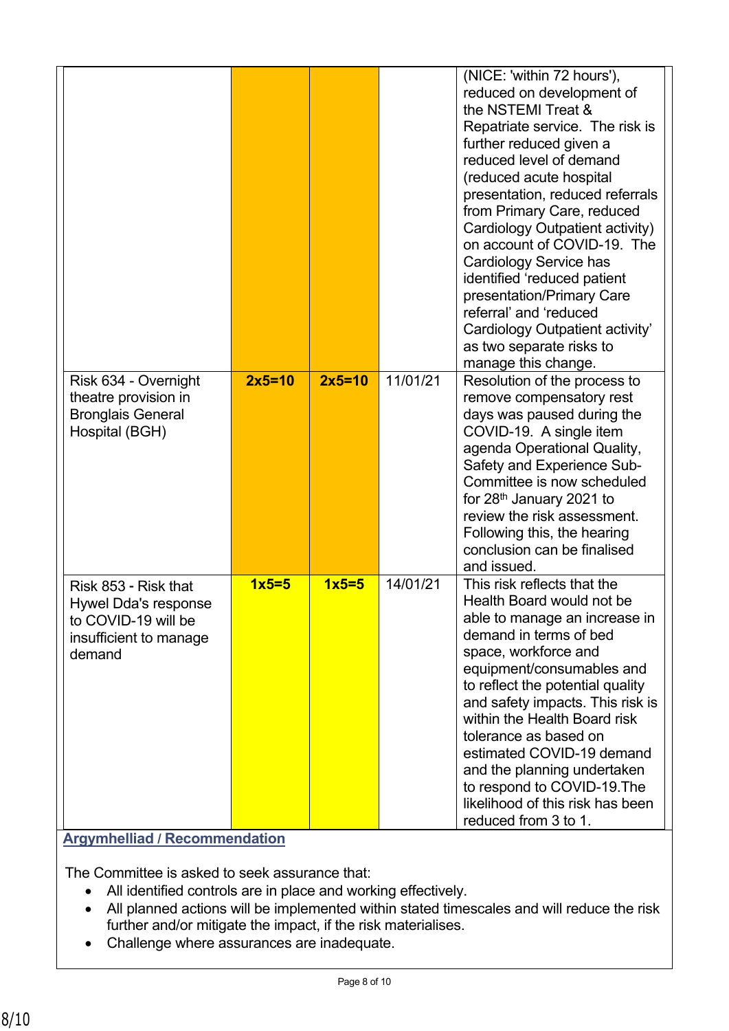| | | | | |
|---|---|---|---|---|
| | | | | (NICE: 'within 72 hours'), reduced on development of the NSTEMI Treat & Repatriate service. The risk is further reduced given a reduced level of demand (reduced acute hospital presentation, reduced referrals from Primary Care, reduced Cardiology Outpatient activity) on account of COVID-19. The Cardiology Service has identified 'reduced patient presentation/Primary Care referral' and 'reduced Cardiology Outpatient activity' as two separate risks to manage this change. |
| Risk 634 - Overnight theatre provision in Bronglais General Hospital (BGH) | **2x5=10** | **2x5=10** | 11/01/21 | Resolution of the process to remove compensatory rest days was paused during the COVID-19. A single item agenda Operational Quality, Safety and Experience Sub-Committee is now scheduled for 28th January 2021 to review the risk assessment. Following this, the hearing conclusion can be finalised and issued. |
| Risk 853 - Risk that Hywel Dda's response to COVID-19 will be insufficient to manage demand | **1x5=5** | **1x5=5** | 14/01/21 | This risk reflects that the Health Board would not be able to manage an increase in demand in terms of bed space, workforce and equipment/consumables and to reflect the potential quality and safety impacts. This risk is within the Health Board risk tolerance as based on estimated COVID-19 demand and the planning undertaken to respond to COVID-19.The likelihood of this risk has been reduced from 3 to 1. |

**Argymhelliad / Recommendation**

The Committee is asked to seek assurance that:

- All identified controls are in place and working effectively.
- All planned actions will be implemented within stated timescales and will reduce the risk further and/or mitigate the impact, if the risk materialises.
- Challenge where assurances are inadequate.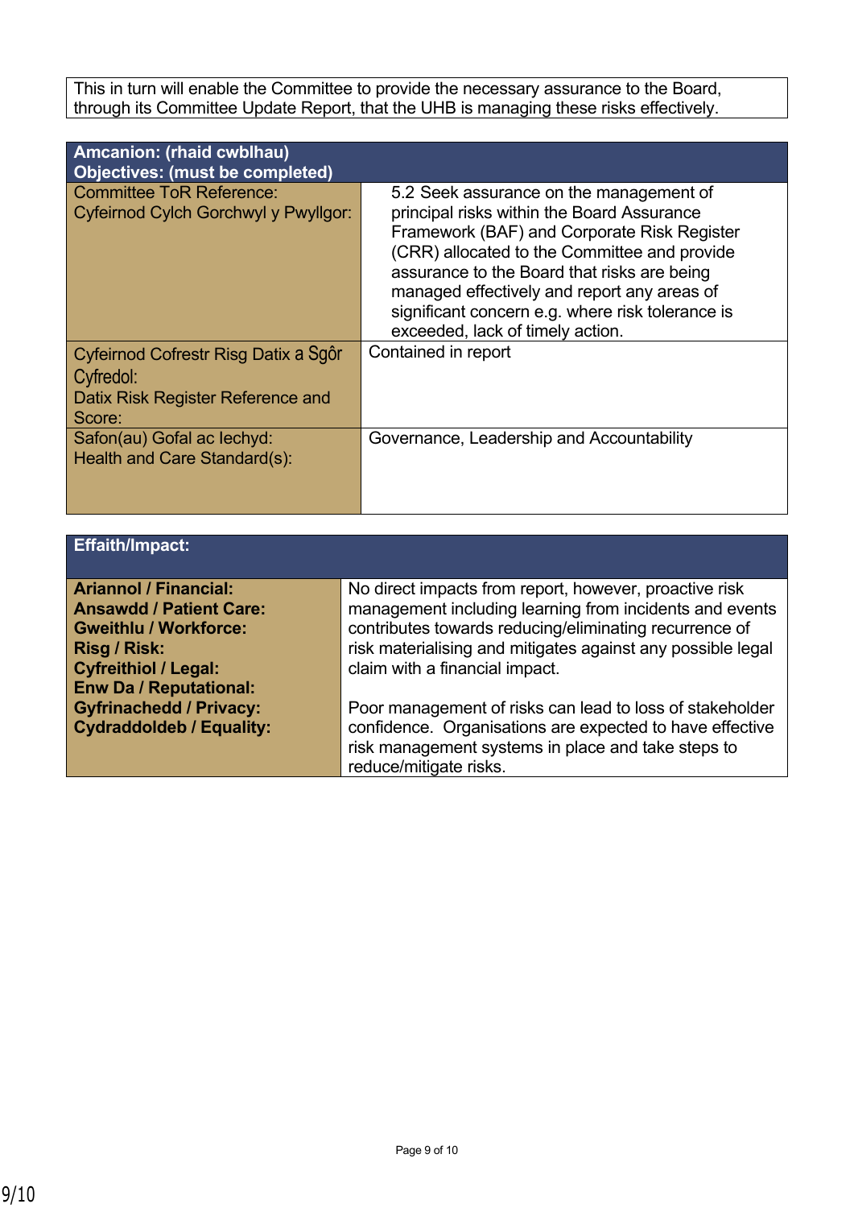This in turn will enable the Committee to provide the necessary assurance to the Board, through its Committee Update Report, that the UHB is managing these risks effectively.

| **Amcanion: (rhaid cwblhau)<br>Objectives: (must be completed)** | |
|---|---|
| Committee ToR Reference:<br>Cyfeirnod Cylch Gorchwyl y Pwyllgor: | 5.2 Seek assurance on the management of principal risks within the Board Assurance Framework (BAF) and Corporate Risk Register (CRR) allocated to the Committee and provide assurance to the Board that risks are being managed effectively and report any areas of significant concern e.g. where risk tolerance is exceeded, lack of timely action. |
| Cyfeirnod Cofrestr Risg Datix a Sgôr Cyfredol:<br>Datix Risk Register Reference and Score: | Contained in report |
| Safon(au) Gofal ac Iechyd:<br>Health and Care Standard(s): | Governance, Leadership and Accountability |

| **Effaith/Impact:** | |
|---|---|
| **Ariannol / Financial:**<br>**Ansawdd / Patient Care:**<br>**Gweithlu / Workforce:**<br>**Risg / Risk:**<br>**Cyfreithiol / Legal:**<br>**Enw Da / Reputational:**<br>**Gyfrinachedd / Privacy:**<br>**Cydraddoldeb / Equality:** | No direct impacts from report, however, proactive risk management including learning from incidents and events contributes towards reducing/eliminating recurrence of risk materialising and mitigates against any possible legal claim with a financial impact.<br><br>Poor management of risks can lead to loss of stakeholder confidence. Organisations are expected to have effective risk management systems in place and take steps to reduce/mitigate risks. |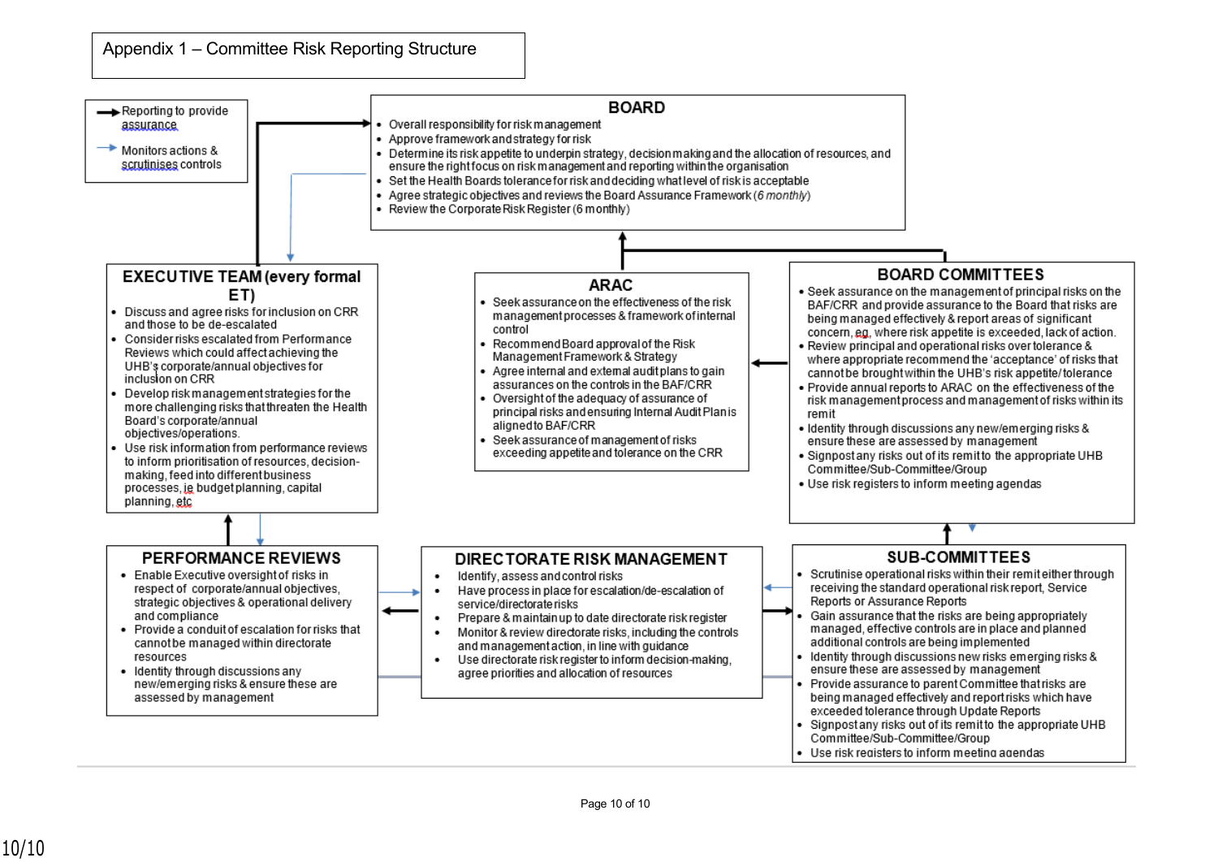# Appendix 1 – Committee Risk Reporting Structure

Reporting to provide assurance

Monitors actions & scrutinises controls

## BOARD

- Overall responsibility for risk management
- Approve framework and strategy for risk
- Determine its risk appetite to underpin strategy, decision making and the allocation of resources, and ensure the right focus on risk management and reporting within the organisation
- Set the Health Boards tolerance for risk and deciding what level of risk is acceptable
- Agree strategic objectives and reviews the Board Assurance Framework (*6 monthly*)
- Review the Corporate Risk Register (6 monthly)

## EXECUTIVE TEAM (every formal ET)

- Discuss and agree risks for inclusion on CRR and those to be de-escalated
- Consider risks escalated from Performance Reviews which could affect achieving the UHB's corporate/annual objectives for inclusion on CRR
- Develop risk management strategies for the more challenging risks that threaten the Health Board's corporate/annual objectives/operations.
- Use risk information from performance reviews to inform prioritisation of resources, decision-making, feed into different business processes, ie budget planning, capital planning, etc

## ARAC

- Seek assurance on the effectiveness of the risk management processes & framework of internal control
- Recommend Board approval of the Risk Management Framework & Strategy
- Agree internal and external audit plans to gain assurances on the controls in the BAF/CRR
- Oversight of the adequacy of assurance of principal risks and ensuring Internal Audit Plan is aligned to BAF/CRR
- Seek assurance of management of risks exceeding appetite and tolerance on the CRR

## BOARD COMMITTEES

- Seek assurance on the management of principal risks on the BAF/CRR and provide assurance to the Board that risks are being managed effectively & report areas of significant concern, eg, where risk appetite is exceeded, lack of action.
- Review principal and operational risks over tolerance & where appropriate recommend the 'acceptance' of risks that cannot be brought within the UHB's risk appetite/tolerance
- Provide annual reports to ARAC on the effectiveness of the risk management process and management of risks within its remit
- Identity through discussions any new/emerging risks & ensure these are assessed by management
- Signpost any risks out of its remit to the appropriate UHB Committee/Sub-Committee/Group
- Use risk registers to inform meeting agendas

## PERFORMANCE REVIEWS

- Enable Executive oversight of risks in respect of corporate/annual objectives, strategic objectives & operational delivery and compliance
- Provide a conduit of escalation for risks that cannot be managed within directorate resources
- Identity through discussions any new/emerging risks & ensure these are assessed by management

## DIRECTORATE RISK MANAGEMENT

- Identify, assess and control risks
- Have process in place for escalation/de-escalation of service/directorate risks
- Prepare & maintain up to date directorate risk register
- Monitor & review directorate risks, including the controls and management action, in line with guidance
- Use directorate risk register to inform decision-making, agree priorities and allocation of resources

## SUB-COMMITTEES

- Scrutinise operational risks within their remit either through receiving the standard operational risk report, Service Reports or Assurance Reports
- Gain assurance that the risks are being appropriately managed, effective controls are in place and planned additional controls are being implemented
- Identity through discussions new risks emerging risks & ensure these are assessed by management
- Provide assurance to parent Committee that risks are being managed effectively and report risks which have exceeded tolerance through Update Reports
- Signpost any risks out of its remit to the appropriate UHB Committee/Sub-Committee/Group
- Use risk registers to inform meeting agendas